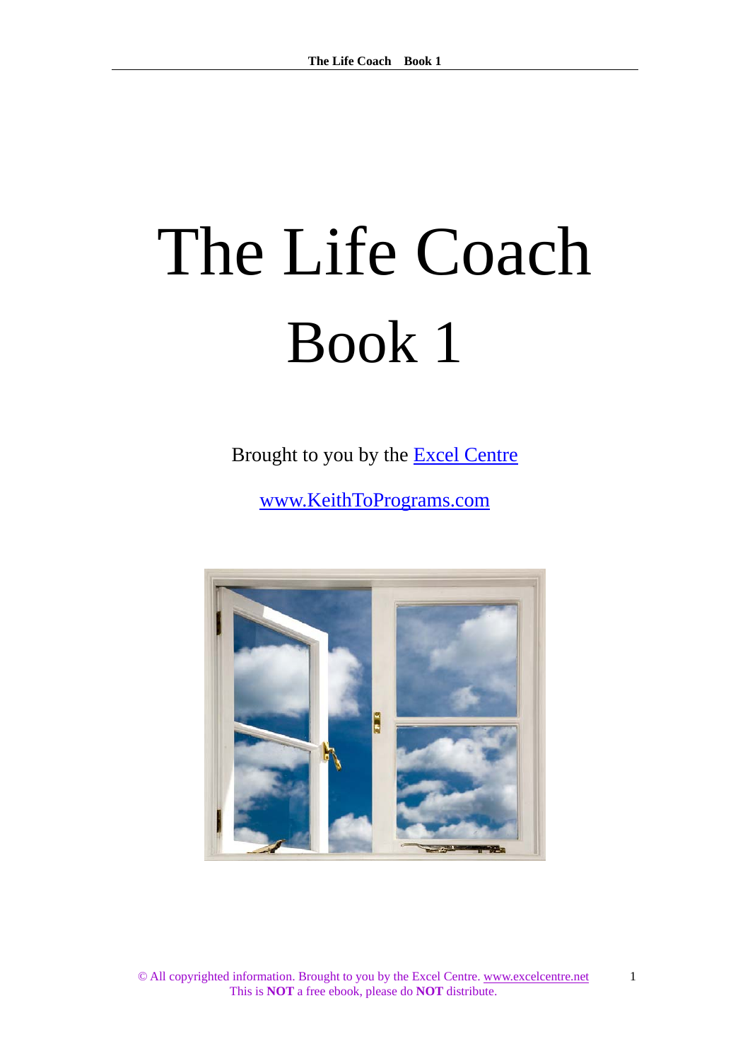# The Life Coach

# Book 1

Brought to you by the [Excel Centre]

[www.KeithToPrograms.com]

© All copyrighted information. Brought to you by the Excel Centre. www.excelcentre.net
This is **NOT** a free ebook, please do **NOT** distribute.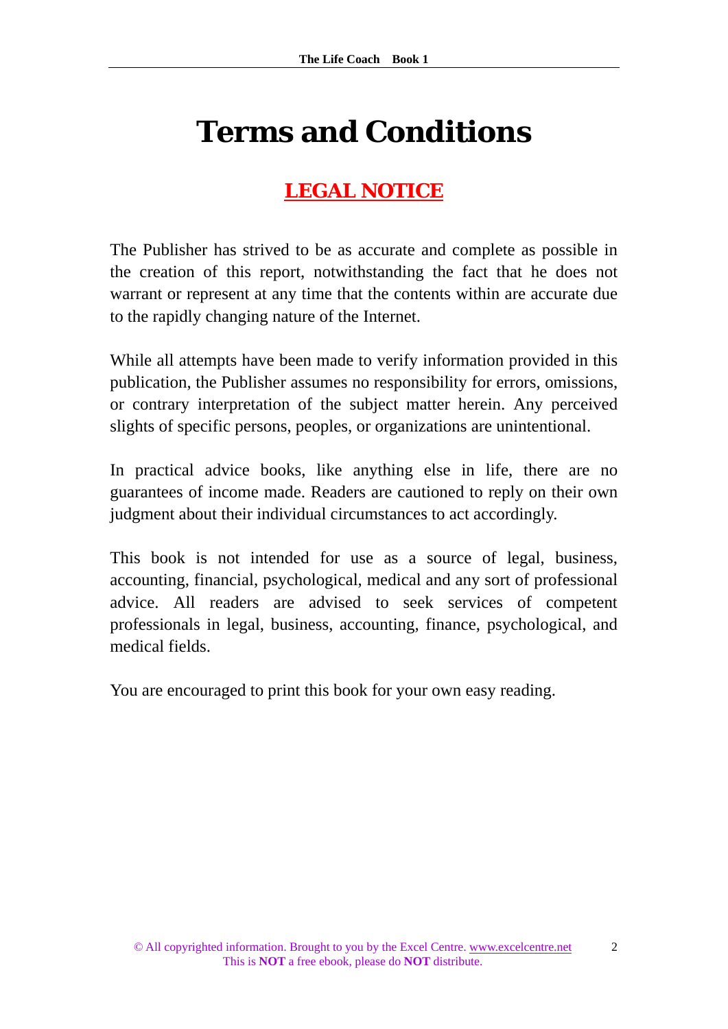# Terms and Conditions

## LEGAL NOTICE

The Publisher has strived to be as accurate and complete as possible in the creation of this report, notwithstanding the fact that he does not warrant or represent at any time that the contents within are accurate due to the rapidly changing nature of the Internet.

While all attempts have been made to verify information provided in this publication, the Publisher assumes no responsibility for errors, omissions, or contrary interpretation of the subject matter herein. Any perceived slights of specific persons, peoples, or organizations are unintentional.

In practical advice books, like anything else in life, there are no guarantees of income made. Readers are cautioned to reply on their own judgment about their individual circumstances to act accordingly.

This book is not intended for use as a source of legal, business, accounting, financial, psychological, medical and any sort of professional advice. All readers are advised to seek services of competent professionals in legal, business, accounting, finance, psychological, and medical fields.

You are encouraged to print this book for your own easy reading.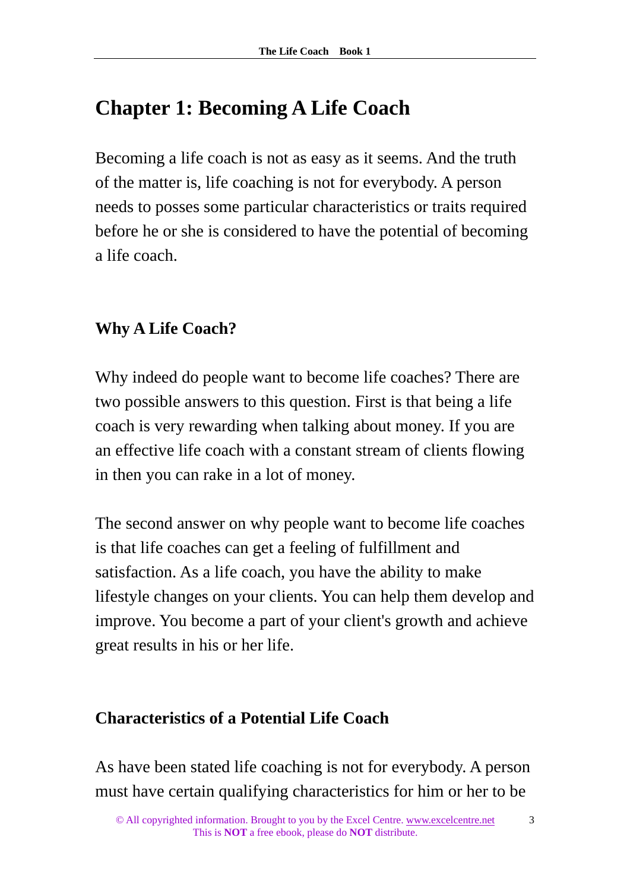# Chapter 1: Becoming A Life Coach

Becoming a life coach is not as easy as it seems. And the truth of the matter is, life coaching is not for everybody. A person needs to posses some particular characteristics or traits required before he or she is considered to have the potential of becoming a life coach.

## Why A Life Coach?

Why indeed do people want to become life coaches? There are two possible answers to this question. First is that being a life coach is very rewarding when talking about money. If you are an effective life coach with a constant stream of clients flowing in then you can rake in a lot of money.

The second answer on why people want to become life coaches is that life coaches can get a feeling of fulfillment and satisfaction. As a life coach, you have the ability to make lifestyle changes on your clients. You can help them develop and improve. You become a part of your client's growth and achieve great results in his or her life.

## Characteristics of a Potential Life Coach

As have been stated life coaching is not for everybody. A person must have certain qualifying characteristics for him or her to be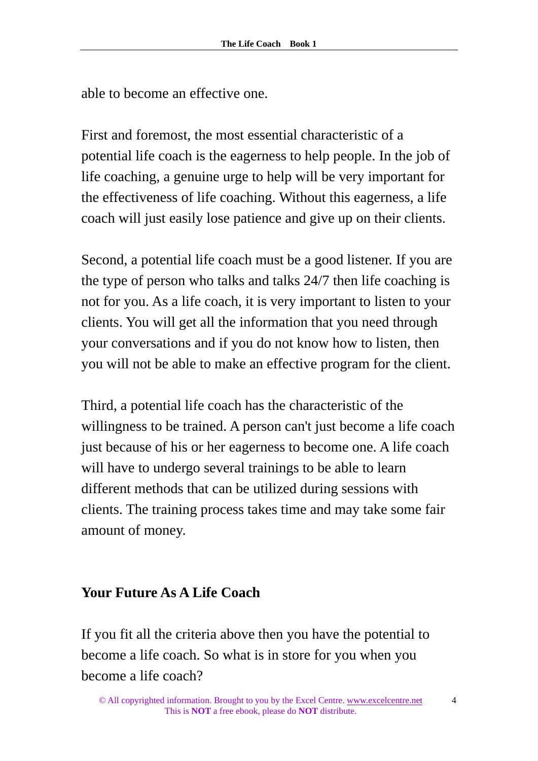able to become an effective one.

First and foremost, the most essential characteristic of a potential life coach is the eagerness to help people. In the job of life coaching, a genuine urge to help will be very important for the effectiveness of life coaching. Without this eagerness, a life coach will just easily lose patience and give up on their clients.

Second, a potential life coach must be a good listener. If you are the type of person who talks and talks 24/7 then life coaching is not for you. As a life coach, it is very important to listen to your clients. You will get all the information that you need through your conversations and if you do not know how to listen, then you will not be able to make an effective program for the client.

Third, a potential life coach has the characteristic of the willingness to be trained. A person can't just become a life coach just because of his or her eagerness to become one. A life coach will have to undergo several trainings to be able to learn different methods that can be utilized during sessions with clients. The training process takes time and may take some fair amount of money.

## Your Future As A Life Coach

If you fit all the criteria above then you have the potential to become a life coach. So what is in store for you when you become a life coach?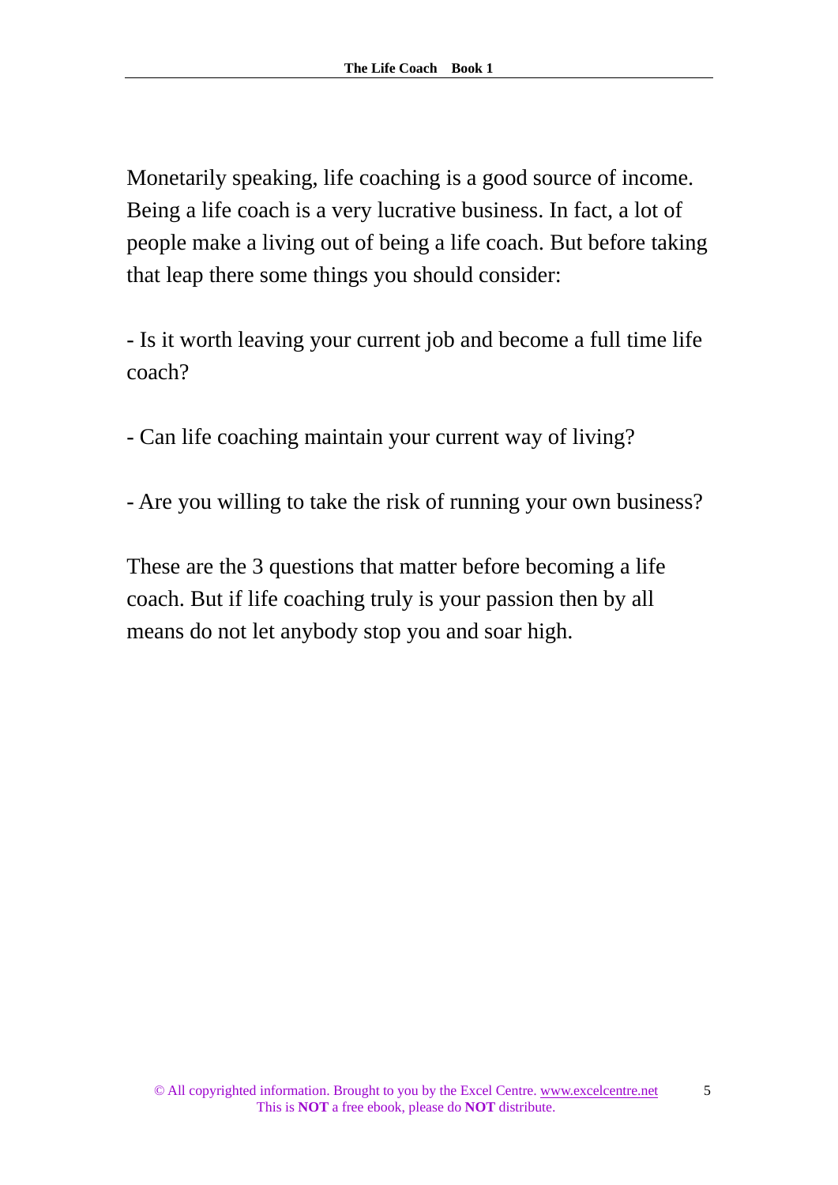Monetarily speaking, life coaching is a good source of income. Being a life coach is a very lucrative business. In fact, a lot of people make a living out of being a life coach. But before taking that leap there some things you should consider:

- Is it worth leaving your current job and become a full time life coach?

- Can life coaching maintain your current way of living?

- Are you willing to take the risk of running your own business?

These are the 3 questions that matter before becoming a life coach. But if life coaching truly is your passion then by all means do not let anybody stop you and soar high.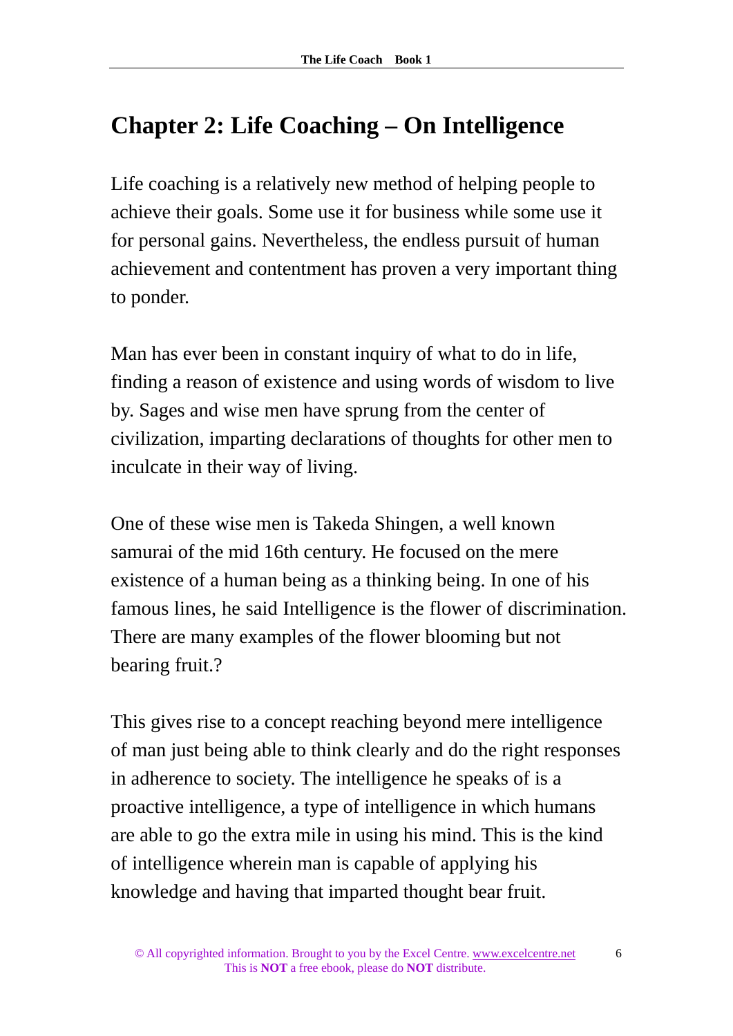## Chapter 2: Life Coaching – On Intelligence

Life coaching is a relatively new method of helping people to achieve their goals. Some use it for business while some use it for personal gains. Nevertheless, the endless pursuit of human achievement and contentment has proven a very important thing to ponder.

Man has ever been in constant inquiry of what to do in life, finding a reason of existence and using words of wisdom to live by. Sages and wise men have sprung from the center of civilization, imparting declarations of thoughts for other men to inculcate in their way of living.

One of these wise men is Takeda Shingen, a well known samurai of the mid 16th century. He focused on the mere existence of a human being as a thinking being. In one of his famous lines, he said Intelligence is the flower of discrimination. There are many examples of the flower blooming but not bearing fruit.?

This gives rise to a concept reaching beyond mere intelligence of man just being able to think clearly and do the right responses in adherence to society. The intelligence he speaks of is a proactive intelligence, a type of intelligence in which humans are able to go the extra mile in using his mind. This is the kind of intelligence wherein man is capable of applying his knowledge and having that imparted thought bear fruit.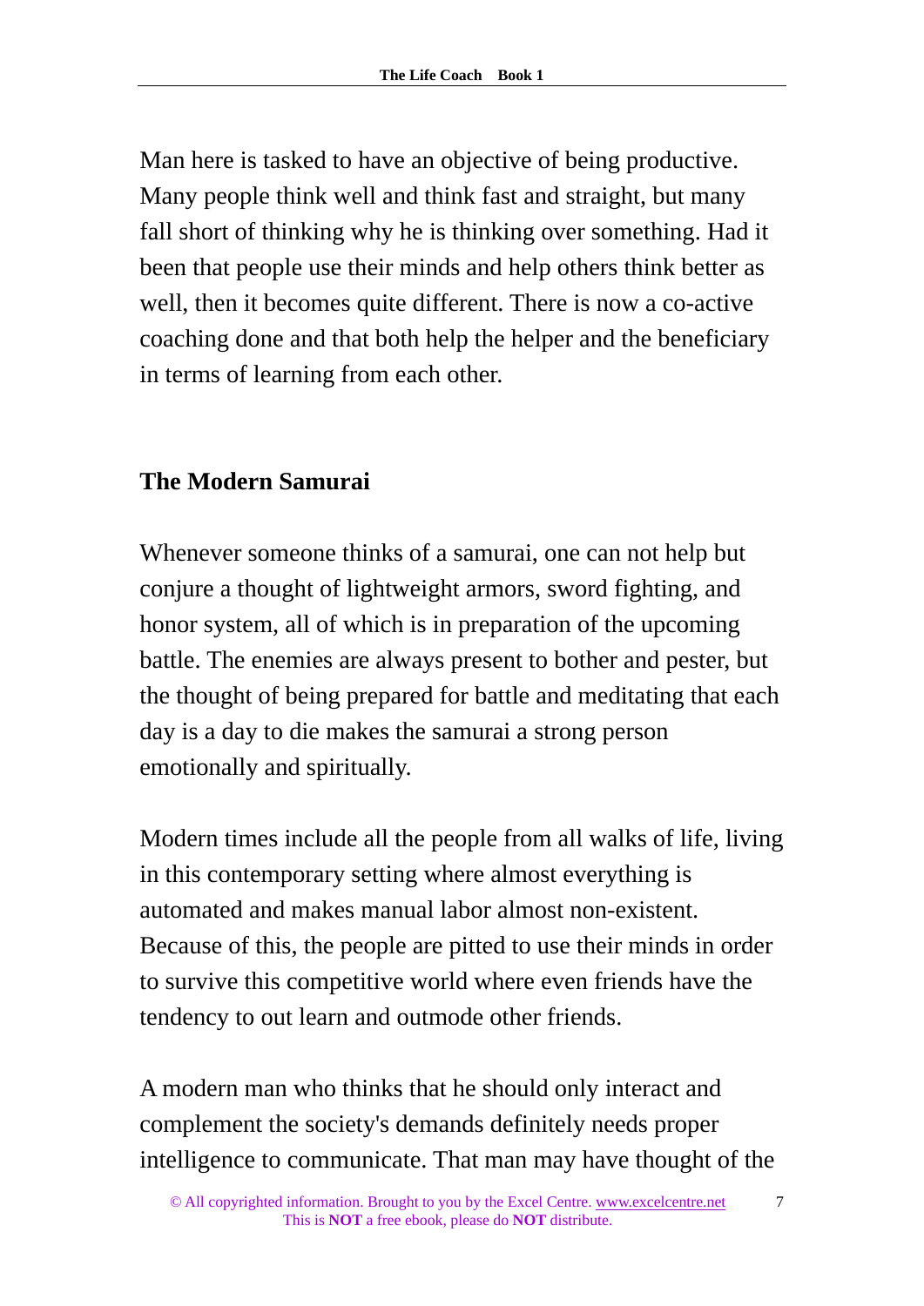Man here is tasked to have an objective of being productive. Many people think well and think fast and straight, but many fall short of thinking why he is thinking over something. Had it been that people use their minds and help others think better as well, then it becomes quite different. There is now a co-active coaching done and that both help the helper and the beneficiary in terms of learning from each other.

## The Modern Samurai

Whenever someone thinks of a samurai, one can not help but conjure a thought of lightweight armors, sword fighting, and honor system, all of which is in preparation of the upcoming battle. The enemies are always present to bother and pester, but the thought of being prepared for battle and meditating that each day is a day to die makes the samurai a strong person emotionally and spiritually.

Modern times include all the people from all walks of life, living in this contemporary setting where almost everything is automated and makes manual labor almost non-existent. Because of this, the people are pitted to use their minds in order to survive this competitive world where even friends have the tendency to out learn and outmode other friends.

A modern man who thinks that he should only interact and complement the society's demands definitely needs proper intelligence to communicate. That man may have thought of the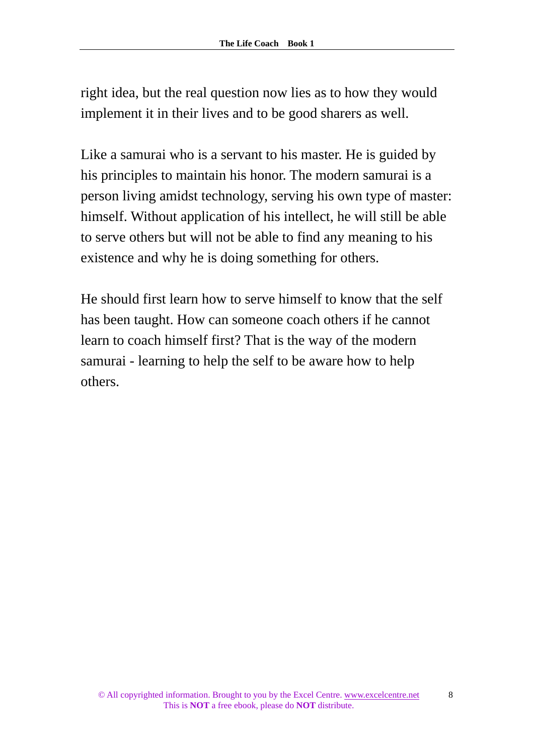right idea, but the real question now lies as to how they would implement it in their lives and to be good sharers as well.

Like a samurai who is a servant to his master. He is guided by his principles to maintain his honor. The modern samurai is a person living amidst technology, serving his own type of master: himself. Without application of his intellect, he will still be able to serve others but will not be able to find any meaning to his existence and why he is doing something for others.

He should first learn how to serve himself to know that the self has been taught. How can someone coach others if he cannot learn to coach himself first? That is the way of the modern samurai - learning to help the self to be aware how to help others.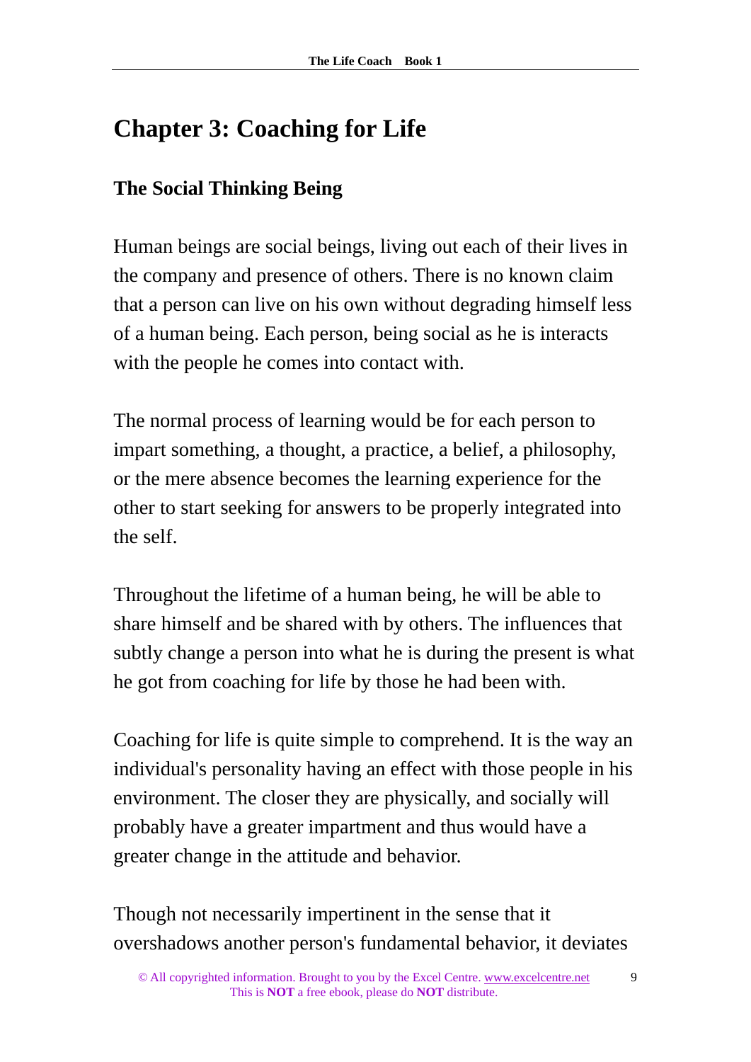# Chapter 3: Coaching for Life

## The Social Thinking Being

Human beings are social beings, living out each of their lives in the company and presence of others. There is no known claim that a person can live on his own without degrading himself less of a human being. Each person, being social as he is interacts with the people he comes into contact with.

The normal process of learning would be for each person to impart something, a thought, a practice, a belief, a philosophy, or the mere absence becomes the learning experience for the other to start seeking for answers to be properly integrated into the self.

Throughout the lifetime of a human being, he will be able to share himself and be shared with by others. The influences that subtly change a person into what he is during the present is what he got from coaching for life by those he had been with.

Coaching for life is quite simple to comprehend. It is the way an individual's personality having an effect with those people in his environment. The closer they are physically, and socially will probably have a greater impartment and thus would have a greater change in the attitude and behavior.

Though not necessarily impertinent in the sense that it overshadows another person's fundamental behavior, it deviates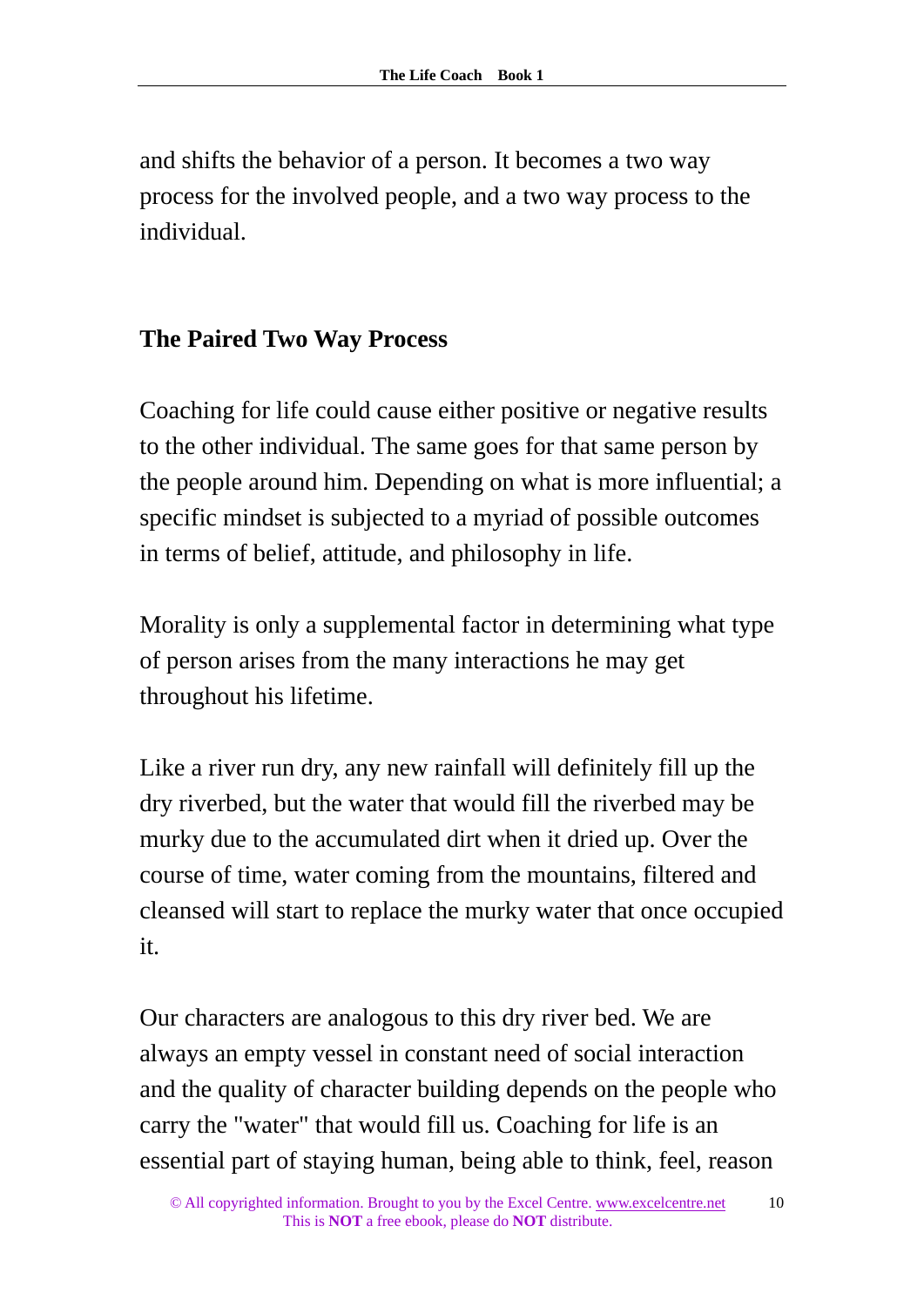and shifts the behavior of a person. It becomes a two way process for the involved people, and a two way process to the individual.

## The Paired Two Way Process

Coaching for life could cause either positive or negative results to the other individual. The same goes for that same person by the people around him. Depending on what is more influential; a specific mindset is subjected to a myriad of possible outcomes in terms of belief, attitude, and philosophy in life.

Morality is only a supplemental factor in determining what type of person arises from the many interactions he may get throughout his lifetime.

Like a river run dry, any new rainfall will definitely fill up the dry riverbed, but the water that would fill the riverbed may be murky due to the accumulated dirt when it dried up. Over the course of time, water coming from the mountains, filtered and cleansed will start to replace the murky water that once occupied it.

Our characters are analogous to this dry river bed. We are always an empty vessel in constant need of social interaction and the quality of character building depends on the people who carry the "water" that would fill us. Coaching for life is an essential part of staying human, being able to think, feel, reason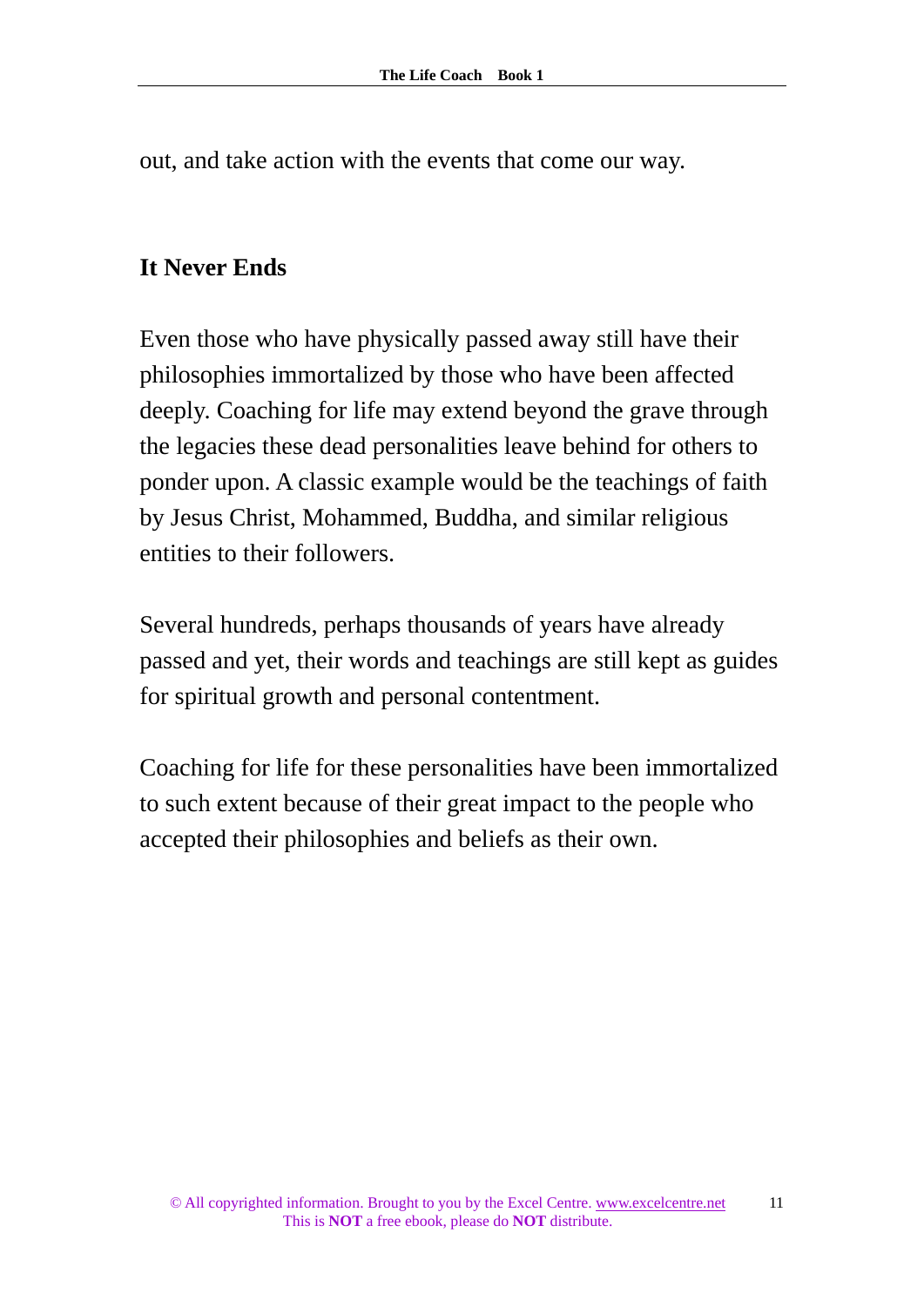out, and take action with the events that come our way.

## It Never Ends

Even those who have physically passed away still have their philosophies immortalized by those who have been affected deeply. Coaching for life may extend beyond the grave through the legacies these dead personalities leave behind for others to ponder upon. A classic example would be the teachings of faith by Jesus Christ, Mohammed, Buddha, and similar religious entities to their followers.

Several hundreds, perhaps thousands of years have already passed and yet, their words and teachings are still kept as guides for spiritual growth and personal contentment.

Coaching for life for these personalities have been immortalized to such extent because of their great impact to the people who accepted their philosophies and beliefs as their own.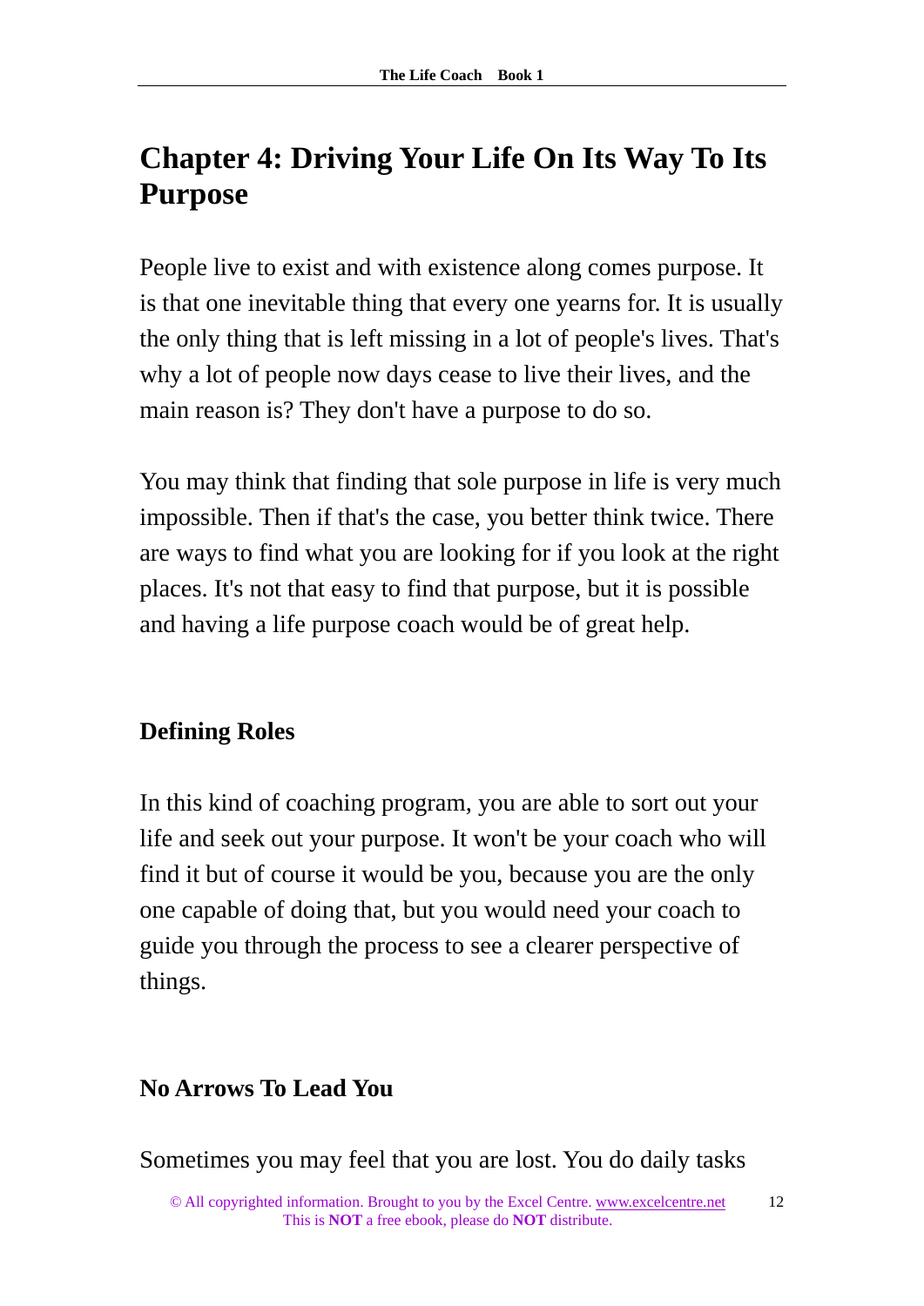# Chapter 4: Driving Your Life On Its Way To Its Purpose

People live to exist and with existence along comes purpose. It is that one inevitable thing that every one yearns for. It is usually the only thing that is left missing in a lot of people's lives. That's why a lot of people now days cease to live their lives, and the main reason is? They don't have a purpose to do so.

You may think that finding that sole purpose in life is very much impossible. Then if that's the case, you better think twice. There are ways to find what you are looking for if you look at the right places. It's not that easy to find that purpose, but it is possible and having a life purpose coach would be of great help.

### Defining Roles

In this kind of coaching program, you are able to sort out your life and seek out your purpose. It won't be your coach who will find it but of course it would be you, because you are the only one capable of doing that, but you would need your coach to guide you through the process to see a clearer perspective of things.

### No Arrows To Lead You

Sometimes you may feel that you are lost. You do daily tasks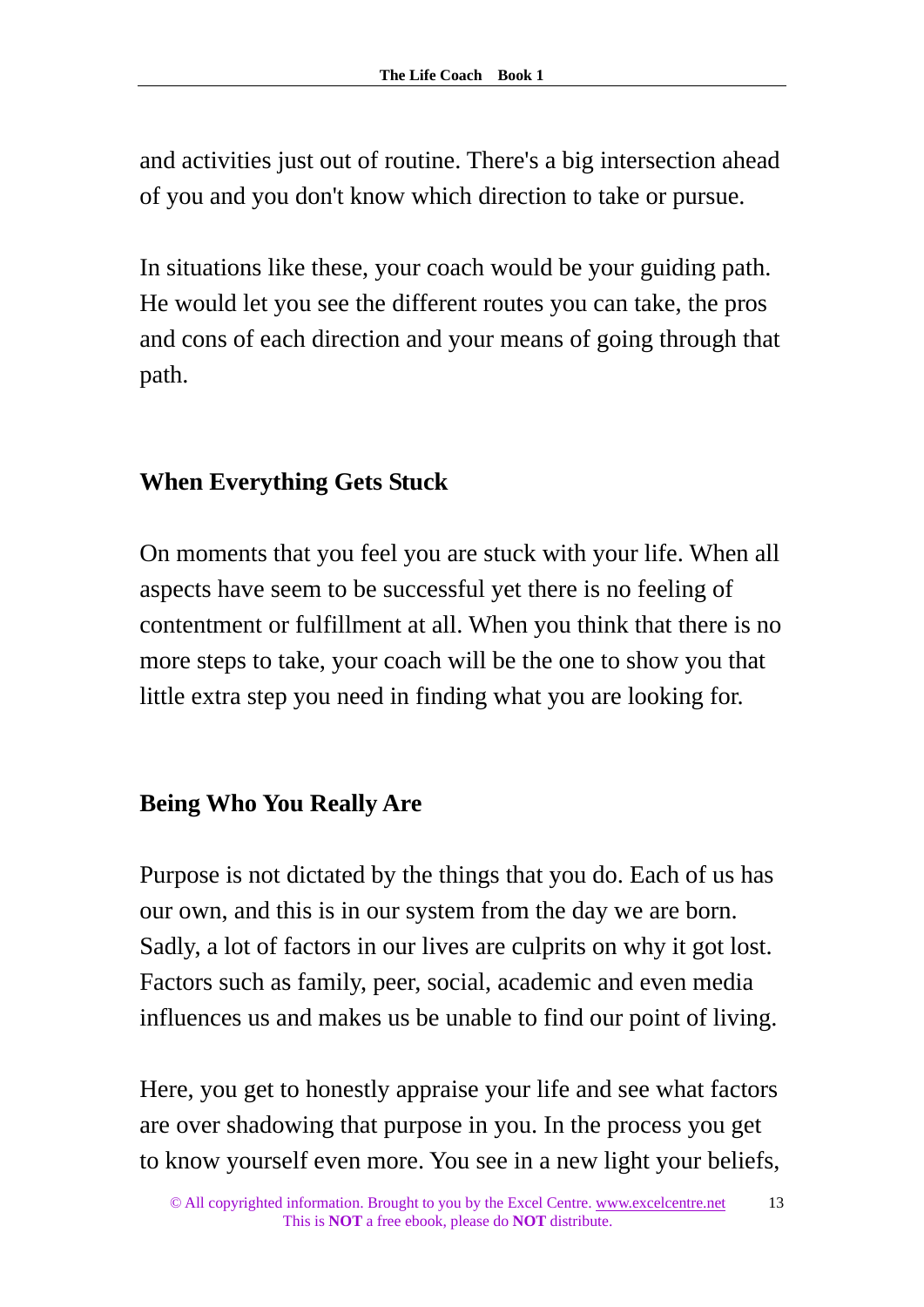and activities just out of routine. There's a big intersection ahead of you and you don't know which direction to take or pursue.

In situations like these, your coach would be your guiding path. He would let you see the different routes you can take, the pros and cons of each direction and your means of going through that path.

## When Everything Gets Stuck

On moments that you feel you are stuck with your life. When all aspects have seem to be successful yet there is no feeling of contentment or fulfillment at all. When you think that there is no more steps to take, your coach will be the one to show you that little extra step you need in finding what you are looking for.

## Being Who You Really Are

Purpose is not dictated by the things that you do. Each of us has our own, and this is in our system from the day we are born. Sadly, a lot of factors in our lives are culprits on why it got lost. Factors such as family, peer, social, academic and even media influences us and makes us be unable to find our point of living.

Here, you get to honestly appraise your life and see what factors are over shadowing that purpose in you. In the process you get to know yourself even more. You see in a new light your beliefs,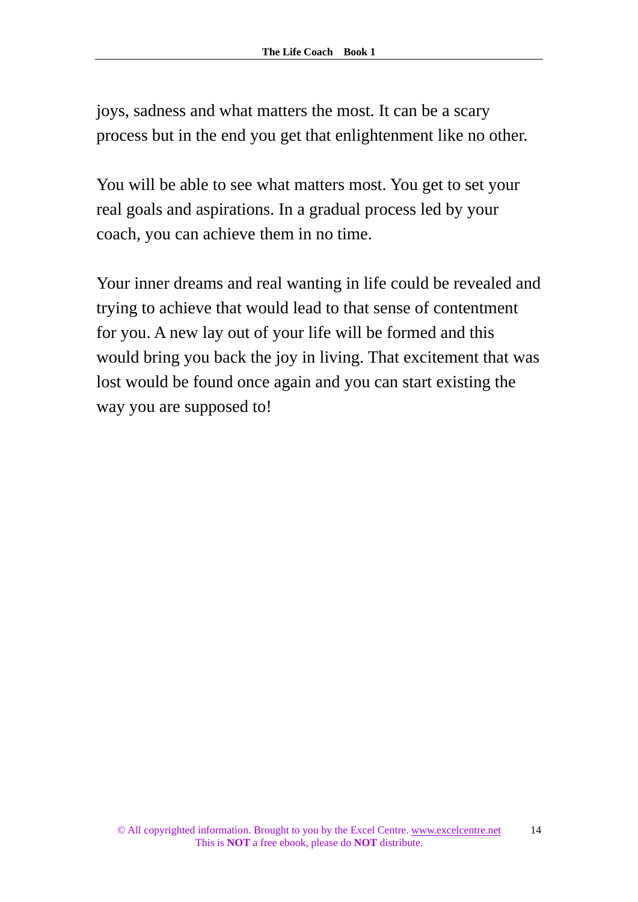joys, sadness and what matters the most. It can be a scary process but in the end you get that enlightenment like no other.

You will be able to see what matters most. You get to set your real goals and aspirations. In a gradual process led by your coach, you can achieve them in no time.

Your inner dreams and real wanting in life could be revealed and trying to achieve that would lead to that sense of contentment for you. A new lay out of your life will be formed and this would bring you back the joy in living. That excitement that was lost would be found once again and you can start existing the way you are supposed to!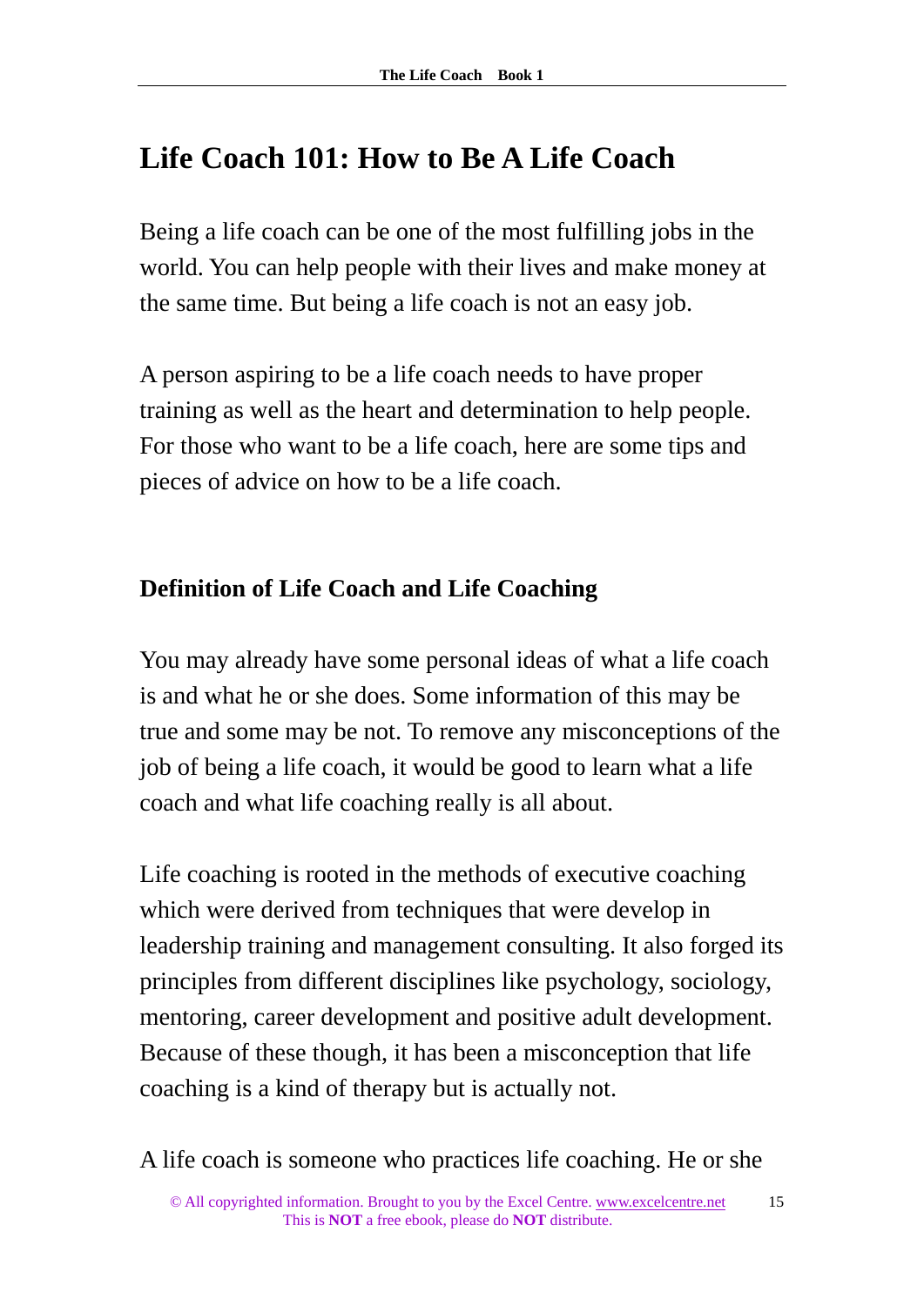# Life Coach 101: How to Be A Life Coach

Being a life coach can be one of the most fulfilling jobs in the world. You can help people with their lives and make money at the same time. But being a life coach is not an easy job.

A person aspiring to be a life coach needs to have proper training as well as the heart and determination to help people. For those who want to be a life coach, here are some tips and pieces of advice on how to be a life coach.

## Definition of Life Coach and Life Coaching

You may already have some personal ideas of what a life coach is and what he or she does. Some information of this may be true and some may be not. To remove any misconceptions of the job of being a life coach, it would be good to learn what a life coach and what life coaching really is all about.

Life coaching is rooted in the methods of executive coaching which were derived from techniques that were develop in leadership training and management consulting. It also forged its principles from different disciplines like psychology, sociology, mentoring, career development and positive adult development. Because of these though, it has been a misconception that life coaching is a kind of therapy but is actually not.

A life coach is someone who practices life coaching. He or she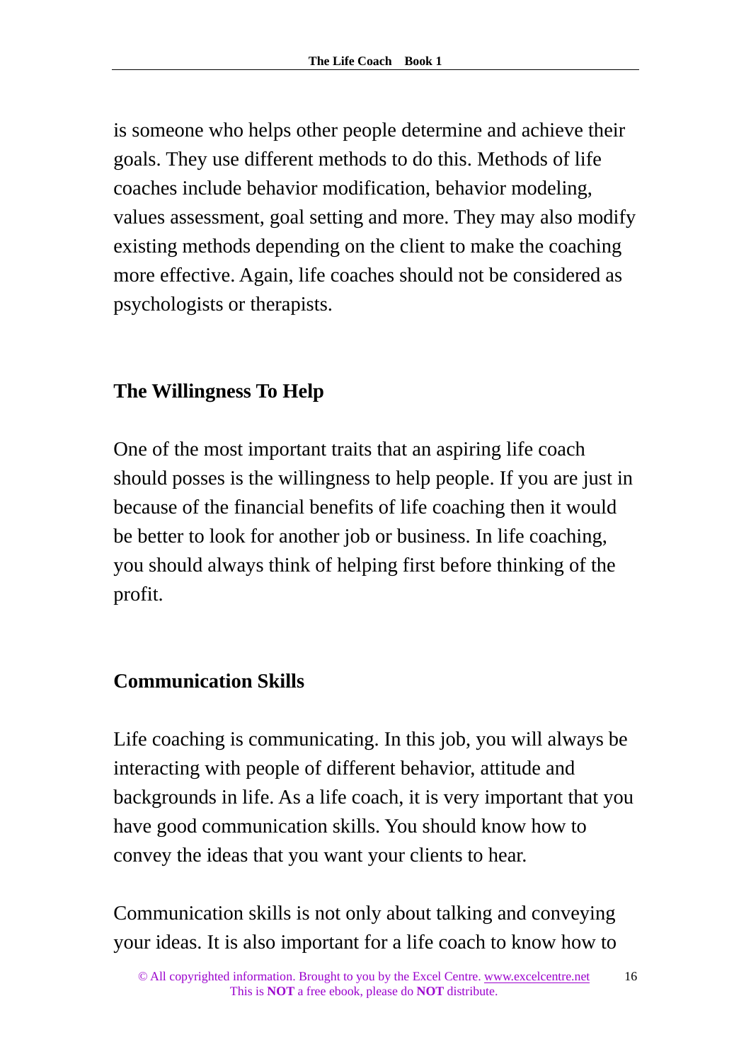is someone who helps other people determine and achieve their goals. They use different methods to do this. Methods of life coaches include behavior modification, behavior modeling, values assessment, goal setting and more. They may also modify existing methods depending on the client to make the coaching more effective. Again, life coaches should not be considered as psychologists or therapists.

## The Willingness To Help

One of the most important traits that an aspiring life coach should posses is the willingness to help people. If you are just in because of the financial benefits of life coaching then it would be better to look for another job or business. In life coaching, you should always think of helping first before thinking of the profit.

## Communication Skills

Life coaching is communicating. In this job, you will always be interacting with people of different behavior, attitude and backgrounds in life. As a life coach, it is very important that you have good communication skills. You should know how to convey the ideas that you want your clients to hear.

Communication skills is not only about talking and conveying your ideas. It is also important for a life coach to know how to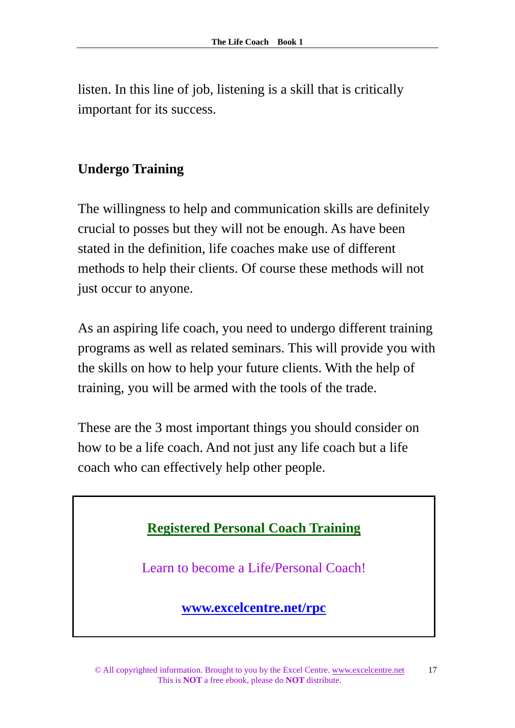listen. In this line of job, listening is a skill that is critically important for its success.

## Undergo Training

The willingness to help and communication skills are definitely crucial to posses but they will not be enough. As have been stated in the definition, life coaches make use of different methods to help their clients. Of course these methods will not just occur to anyone.

As an aspiring life coach, you need to undergo different training programs as well as related seminars. This will provide you with the skills on how to help your future clients. With the help of training, you will be armed with the tools of the trade.

These are the 3 most important things you should consider on how to be a life coach. And not just any life coach but a life coach who can effectively help other people.

**Registered Personal Coach Training**

Learn to become a Life/Personal Coach!

**www.excelcentre.net/rpc**